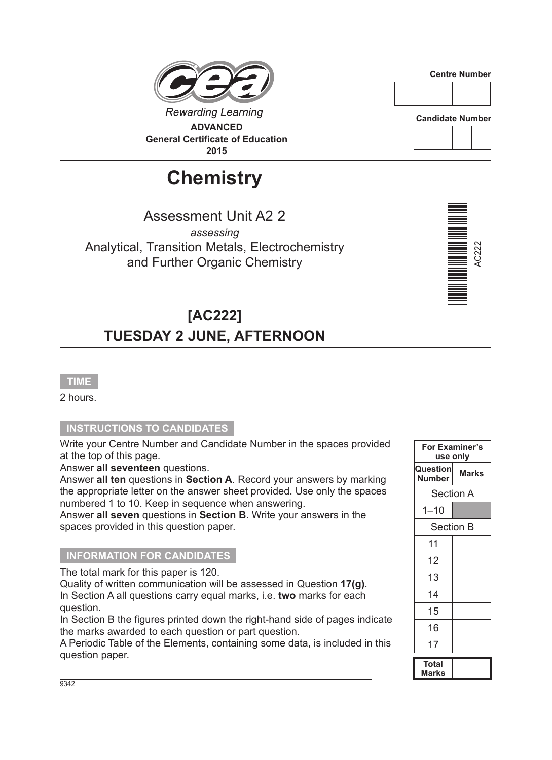Rewarding Learning

**ADVANCED**
**General Certificate of Education**
**2015**

Centre Number

| | | | | |
|---|---|---|---|---|
| | | | | |

Candidate Number

| | | | |
|---|---|---|---|
| | | | |

# Chemistry

Assessment Unit A2 2

*assessing*

Analytical, Transition Metals, Electrochemistry and Further Organic Chemistry

AC222

## [AC222]

## TUESDAY 2 JUNE, AFTERNOON

**TIME**

2 hours.

**INSTRUCTIONS TO CANDIDATES**

Write your Centre Number and Candidate Number in the spaces provided at the top of this page.

Answer **all seventeen** questions.

Answer **all ten** questions in **Section A**. Record your answers by marking the appropriate letter on the answer sheet provided. Use only the spaces numbered 1 to 10. Keep in sequence when answering.

Answer **all seven** questions in **Section B**. Write your answers in the spaces provided in this question paper.

**INFORMATION FOR CANDIDATES**

The total mark for this paper is 120.

Quality of written communication will be assessed in Question **17(g)**.

In Section A all questions carry equal marks, i.e. **two** marks for each question.

In Section B the figures printed down the right-hand side of pages indicate the marks awarded to each question or part question.

A Periodic Table of the Elements, containing some data, is included in this question paper.

| For Examiner's use only | |
|---|---|
| **Question Number** | **Marks** |
| Section A | |
| 1–10 | |
| Section B | |
| 11 | |
| 12 | |
| 13 | |
| 14 | |
| 15 | |
| 16 | |
| 17 | |
| **Total Marks** | |

9342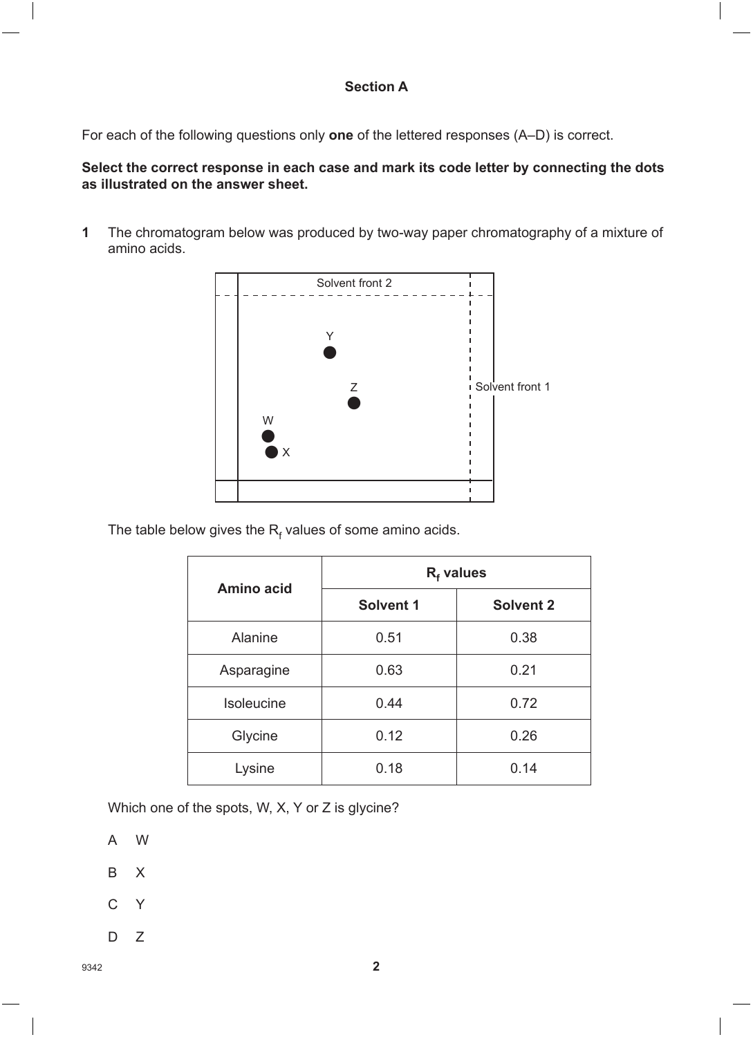## Section A

For each of the following questions only **one** of the lettered responses (A–D) is correct.

**Select the correct response in each case and mark its code letter by connecting the dots as illustrated on the answer sheet.**

**1** The chromatogram below was produced by two-way paper chromatography of a mixture of amino acids.

Solvent front 2

Y

Z

Solvent front 1

W

X

The table below gives the $R_f$ values of some amino acids.

| Amino acid | $R_f$ values | |
|---|---|---|
| | Solvent 1 | Solvent 2 |
| Alanine | 0.51 | 0.38 |
| Asparagine | 0.63 | 0.21 |
| Isoleucine | 0.44 | 0.72 |
| Glycine | 0.12 | 0.26 |
| Lysine | 0.18 | 0.14 |

Which one of the spots, W, X, Y or Z is glycine?

A W

B X

C Y

D Z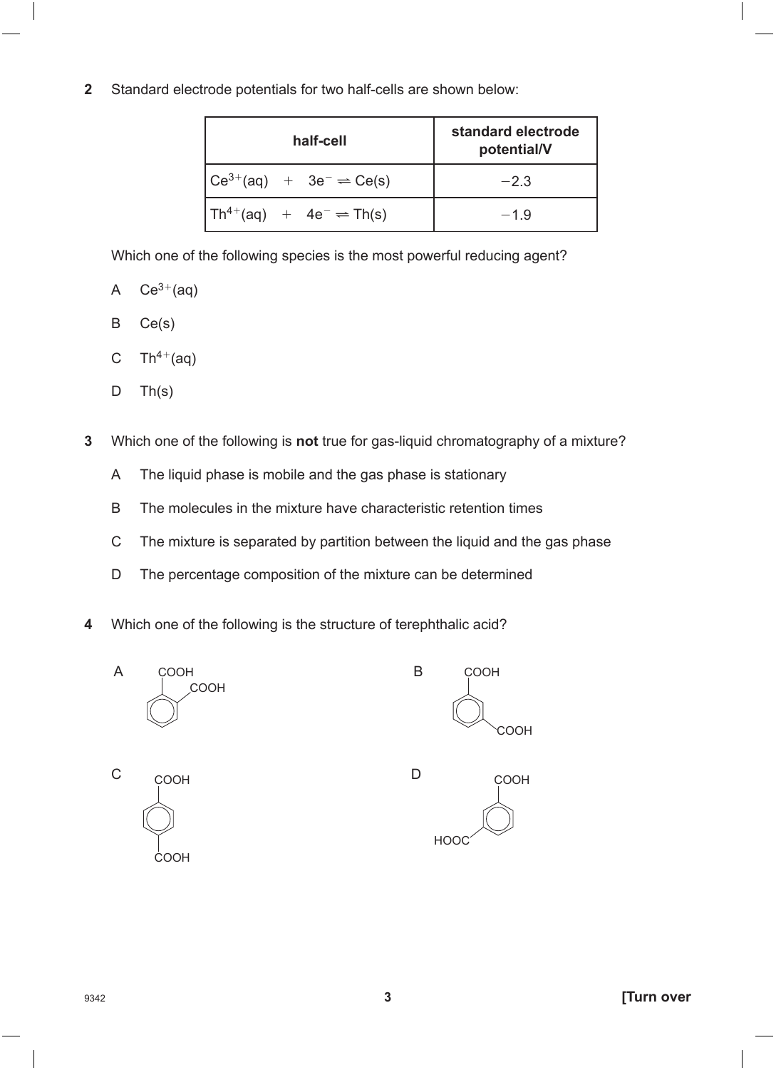**2** Standard electrode potentials for two half-cells are shown below:

| half-cell | standard electrode potential/V |
| --- | --- |
| $Ce^{3+}(aq) + 3e^- \rightleftharpoons Ce(s)$ | −2.3 |
| $Th^{4+}(aq) + 4e^- \rightleftharpoons Th(s)$ | −1.9 |

Which one of the following species is the most powerful reducing agent?

A $Ce^{3+}(aq)$

B $Ce(s)$

C $Th^{4+}(aq)$

D $Th(s)$

**3** Which one of the following is **not** true for gas-liquid chromatography of a mixture?

A The liquid phase is mobile and the gas phase is stationary

B The molecules in the mixture have characteristic retention times

C The mixture is separated by partition between the liquid and the gas phase

D The percentage composition of the mixture can be determined

**4** Which one of the following is the structure of terephthalic acid?

A COOH, COOH (benzene ring with two COOH groups on adjacent carbons)

B COOH, COOH (benzene ring with two COOH groups in 1,3-positions)

C COOH, COOH (benzene ring with two COOH groups in 1,4-positions)

D COOH, HOOC (benzene ring with two COOH groups in 1,3-positions)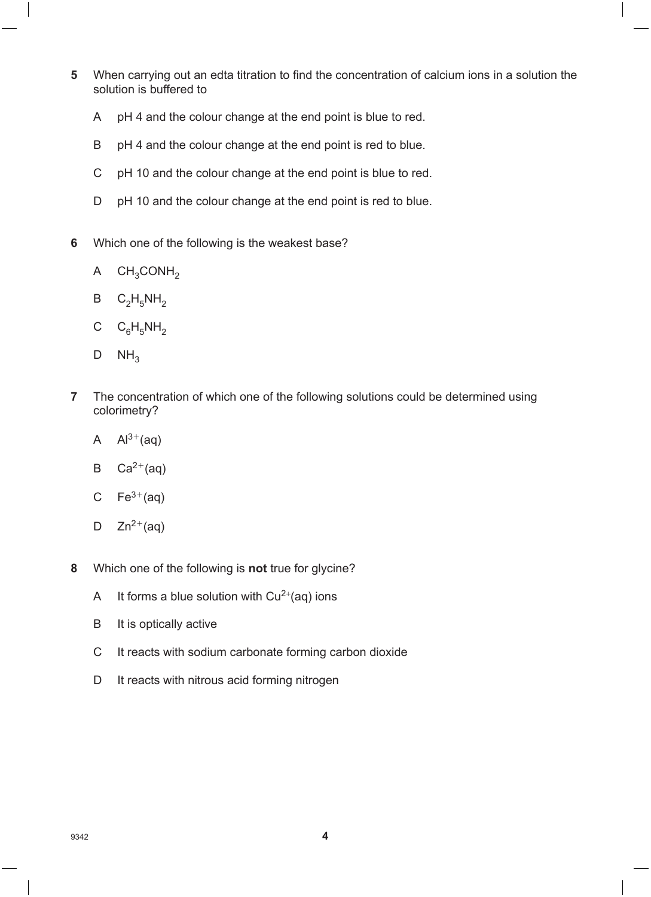**5** When carrying out an edta titration to find the concentration of calcium ions in a solution the solution is buffered to

A pH 4 and the colour change at the end point is blue to red.

B pH 4 and the colour change at the end point is red to blue.

C pH 10 and the colour change at the end point is blue to red.

D pH 10 and the colour change at the end point is red to blue.

**6** Which one of the following is the weakest base?

A $CH_3CONH_2$

B $C_2H_5NH_2$

C $C_6H_5NH_2$

D $NH_3$

**7** The concentration of which one of the following solutions could be determined using colorimetry?

A $Al^{3+}(aq)$

B $Ca^{2+}(aq)$

C $Fe^{3+}(aq)$

D $Zn^{2+}(aq)$

**8** Which one of the following is **not** true for glycine?

A It forms a blue solution with $Cu^{2+}(aq)$ ions

B It is optically active

C It reacts with sodium carbonate forming carbon dioxide

D It reacts with nitrous acid forming nitrogen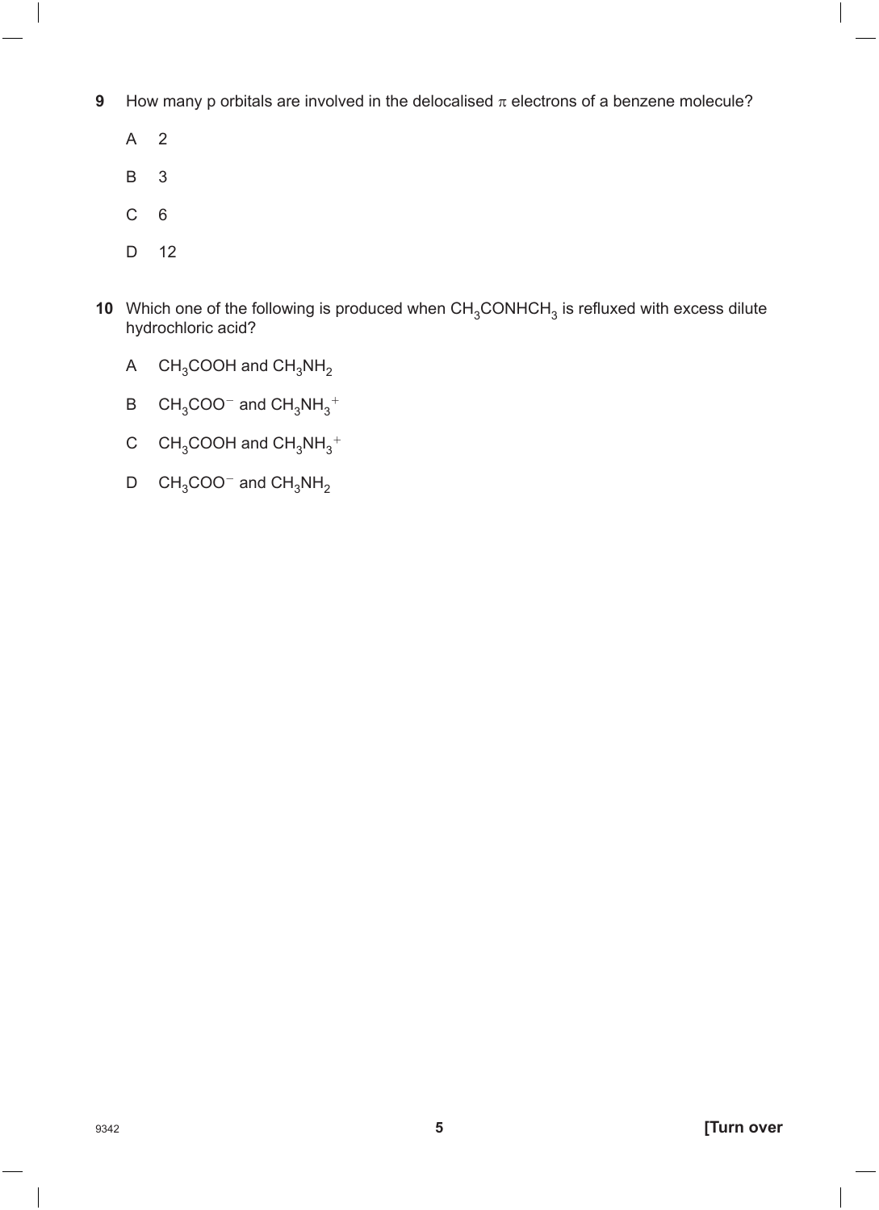**9** How many p orbitals are involved in the delocalised $\pi$ electrons of a benzene molecule?

A 2

B 3

C 6

D 12

**10** Which one of the following is produced when $CH_3CONHCH_3$ is refluxed with excess dilute hydrochloric acid?

A $CH_3COOH$ and $CH_3NH_2$

B $CH_3COO^-$ and $CH_3NH_3^+$

C $CH_3COOH$ and $CH_3NH_3^+$

D $CH_3COO^-$ and $CH_3NH_2$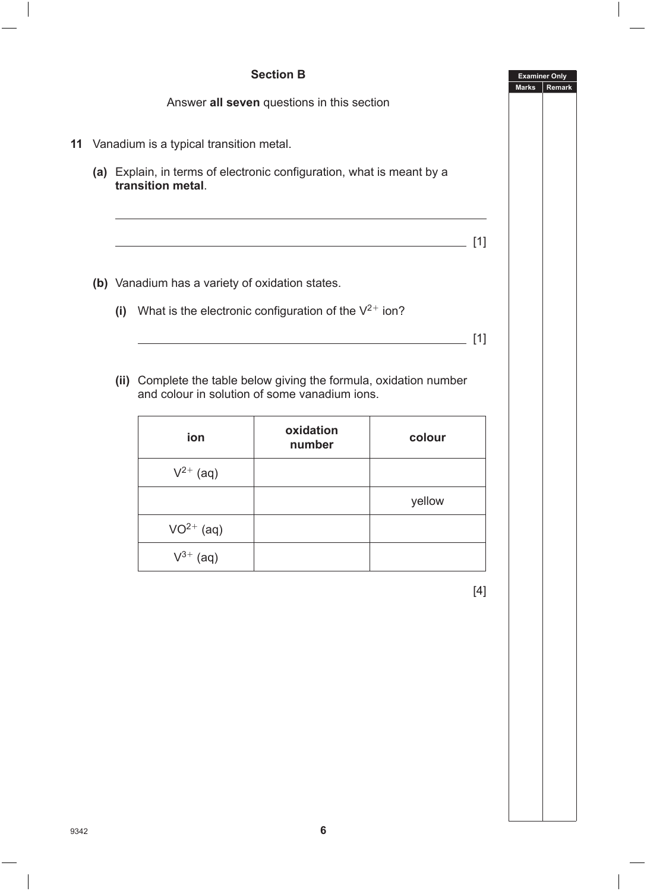## Section B

Answer **all seven** questions in this section

**11** Vanadium is a typical transition metal.

**(a)** Explain, in terms of electronic configuration, what is meant by a **transition metal**.

_______________________________________________

_______________________________________________ [1]

**(b)** Vanadium has a variety of oxidation states.

**(i)** What is the electronic configuration of the $V^{2+}$ ion?

_______________________________________________ [1]

**(ii)** Complete the table below giving the formula, oxidation number and colour in solution of some vanadium ions.

| ion | oxidation number | colour |
|---|---|---|
| $V^{2+}$ (aq) | | |
| | | yellow |
| $VO^{2+}$ (aq) | | |
| $V^{3+}$ (aq) | | |

[4]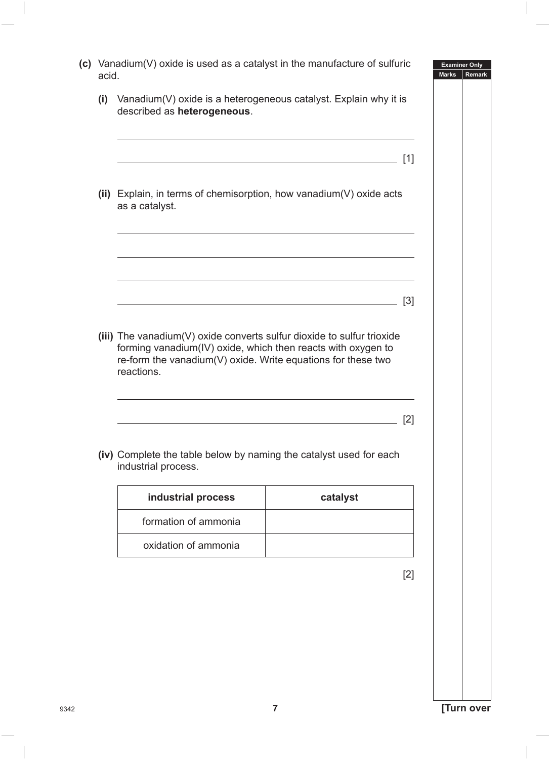**(c)** Vanadium(V) oxide is used as a catalyst in the manufacture of sulfuric acid.

**(i)** Vanadium(V) oxide is a heterogeneous catalyst. Explain why it is described as **heterogeneous**.

_______________________________________________

_______________________________________________ [1]

**(ii)** Explain, in terms of chemisorption, how vanadium(V) oxide acts as a catalyst.

_______________________________________________

_______________________________________________

_______________________________________________

_______________________________________________ [3]

**(iii)** The vanadium(V) oxide converts sulfur dioxide to sulfur trioxide forming vanadium(IV) oxide, which then reacts with oxygen to re-form the vanadium(V) oxide. Write equations for these two reactions.

_______________________________________________

_______________________________________________ [2]

**(iv)** Complete the table below by naming the catalyst used for each industrial process.

| industrial process | catalyst |
|---|---|
| formation of ammonia | |
| oxidation of ammonia | |

[2]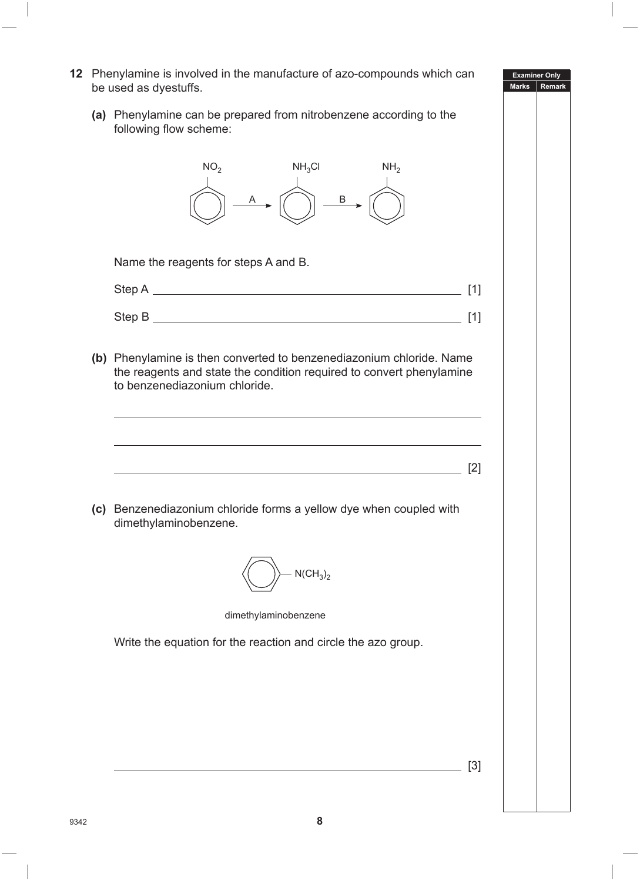**12** Phenylamine is involved in the manufacture of azo-compounds which can be used as dyestuffs.

**(a)** Phenylamine can be prepared from nitrobenzene according to the following flow scheme:

$C_6H_5NO_2 \xrightarrow{A} C_6H_5NH_3Cl \xrightarrow{B} C_6H_5NH_2$

Name the reagents for steps A and B.

Step A ______________________________________________ [1]

Step B ______________________________________________ [1]

**(b)** Phenylamine is then converted to benzenediazonium chloride. Name the reagents and state the condition required to convert phenylamine to benzenediazonium chloride.

______________________________________________

______________________________________________

______________________________________________ [2]

**(c)** Benzenediazonium chloride forms a yellow dye when coupled with dimethylaminobenzene.

$C_6H_5N(CH_3)_2$

dimethylaminobenzene

Write the equation for the reaction and circle the azo group.

______________________________________________ [3]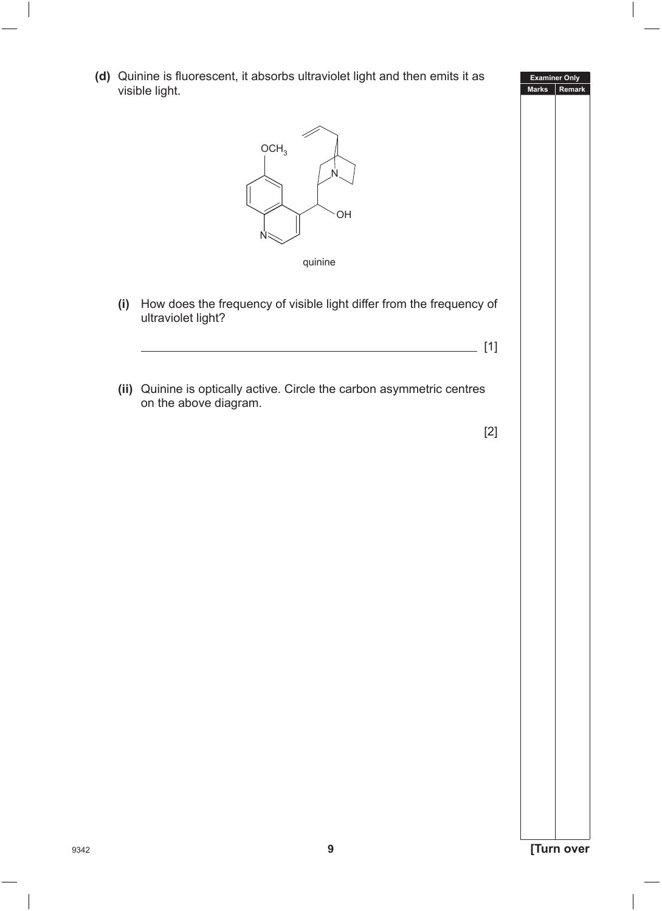**(d)** Quinine is fluorescent, it absorbs ultraviolet light and then emits it as visible light.

quinine

**(i)** How does the frequency of visible light differ from the frequency of ultraviolet light?

_______________________________________________ [1]

**(ii)** Quinine is optically active. Circle the carbon asymmetric centres on the above diagram.

[2]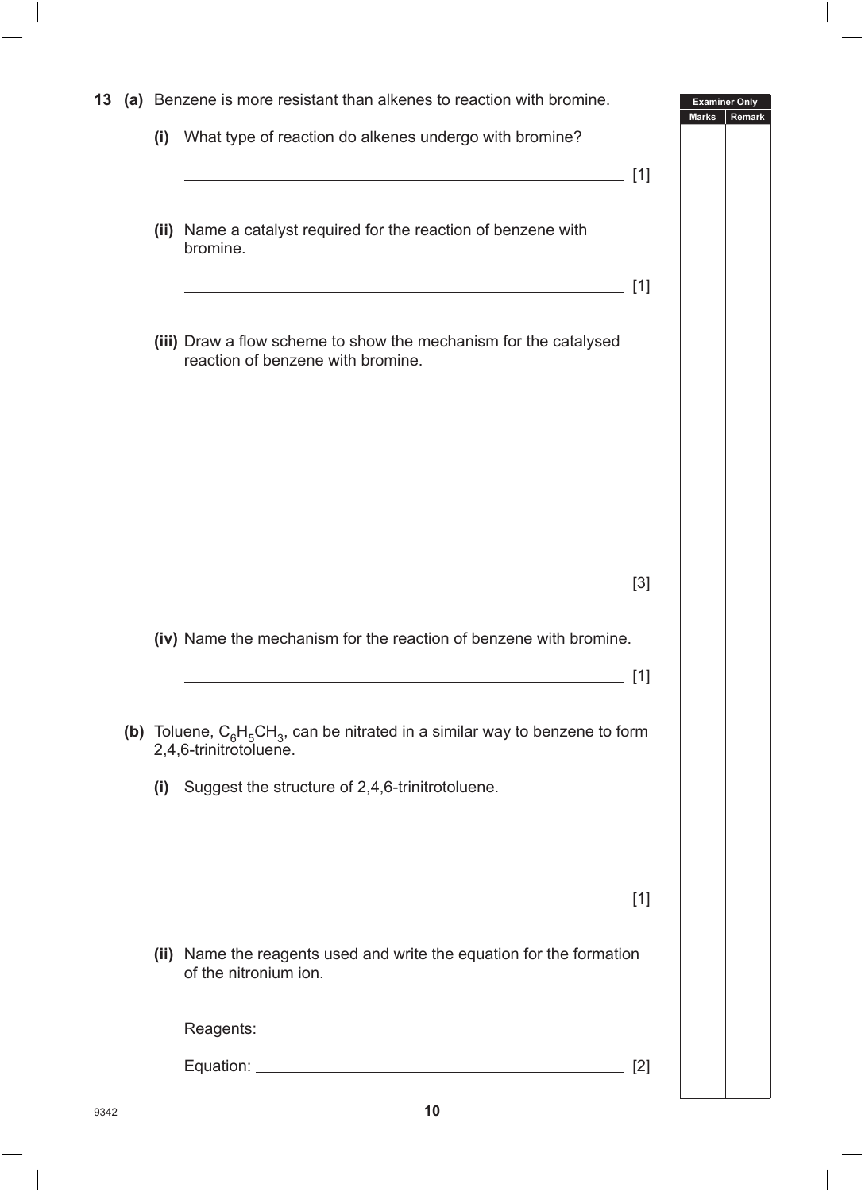**13 (a)** Benzene is more resistant than alkenes to reaction with bromine.

**(i)** What type of reaction do alkenes undergo with bromine?

_______________________________________________ [1]

**(ii)** Name a catalyst required for the reaction of benzene with bromine.

_______________________________________________ [1]

**(iii)** Draw a flow scheme to show the mechanism for the catalysed reaction of benzene with bromine.

[3]

**(iv)** Name the mechanism for the reaction of benzene with bromine.

_______________________________________________ [1]

**(b)** Toluene, $C_6H_5CH_3$, can be nitrated in a similar way to benzene to form 2,4,6-trinitrotoluene.

**(i)** Suggest the structure of 2,4,6-trinitrotoluene.

[1]

**(ii)** Name the reagents used and write the equation for the formation of the nitronium ion.

Reagents: _______________________________________________

Equation: _______________________________________________ [2]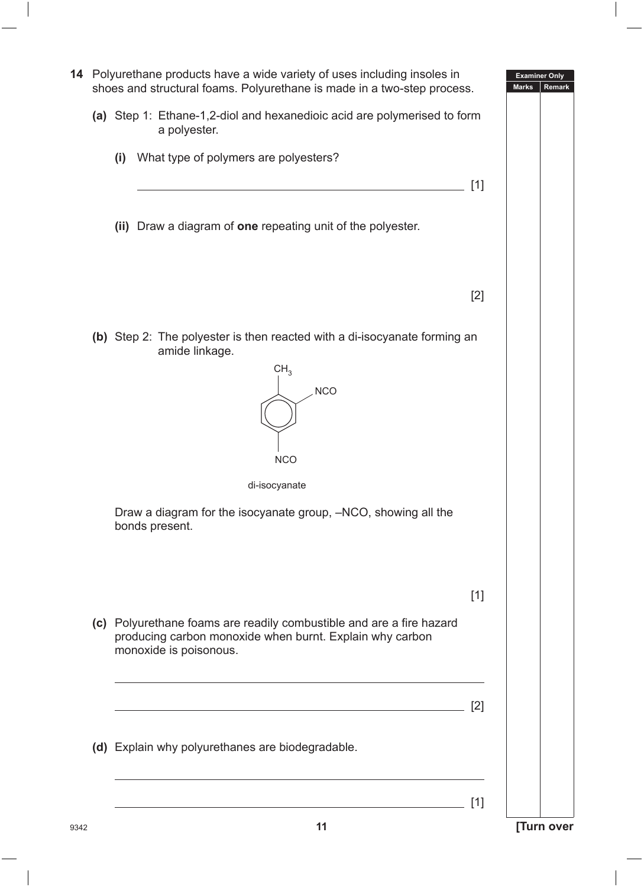**14** Polyurethane products have a wide variety of uses including insoles in shoes and structural foams. Polyurethane is made in a two-step process.

**(a)** Step 1: Ethane-1,2-diol and hexanedioic acid are polymerised to form a polyester.

**(i)** What type of polymers are polyesters?

_______________________________________________ [1]

**(ii)** Draw a diagram of **one** repeating unit of the polyester.

[2]

**(b)** Step 2: The polyester is then reacted with a di-isocyanate forming an amide linkage.

di-isocyanate

Draw a diagram for the isocyanate group, –NCO, showing all the bonds present.

[1]

**(c)** Polyurethane foams are readily combustible and are a fire hazard producing carbon monoxide when burnt. Explain why carbon monoxide is poisonous.

_______________________________________________

_______________________________________________ [2]

**(d)** Explain why polyurethanes are biodegradable.

_______________________________________________

_______________________________________________ [1]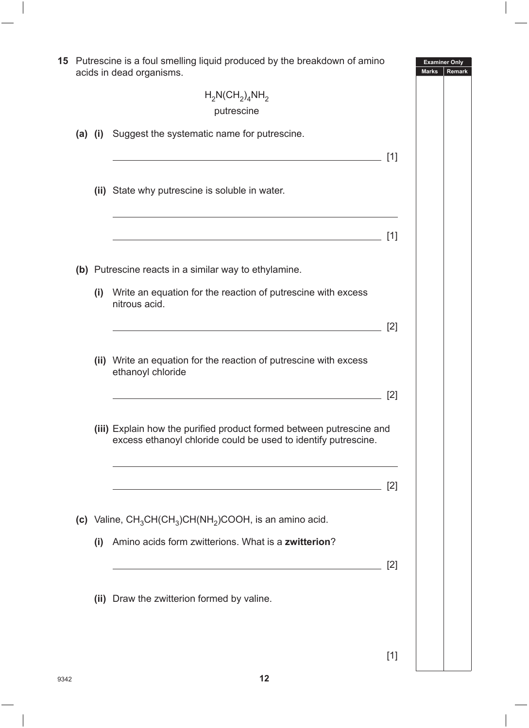**15** Putrescine is a foul smelling liquid produced by the breakdown of amino acids in dead organisms.

$$H_2N(CH_2)_4NH_2$$

putrescine

**(a) (i)** Suggest the systematic name for putrescine.

_______________________________________________ [1]

**(ii)** State why putrescine is soluble in water.

_______________________________________________

_______________________________________________ [1]

**(b)** Putrescine reacts in a similar way to ethylamine.

**(i)** Write an equation for the reaction of putrescine with excess nitrous acid.

_______________________________________________ [2]

**(ii)** Write an equation for the reaction of putrescine with excess ethanoyl chloride

_______________________________________________ [2]

**(iii)** Explain how the purified product formed between putrescine and excess ethanoyl chloride could be used to identify putrescine.

_______________________________________________

_______________________________________________ [2]

**(c)** Valine, $CH_3CH(CH_3)CH(NH_2)COOH$, is an amino acid.

**(i)** Amino acids form zwitterions. What is a **zwitterion**?

_______________________________________________ [2]

**(ii)** Draw the zwitterion formed by valine.

[1]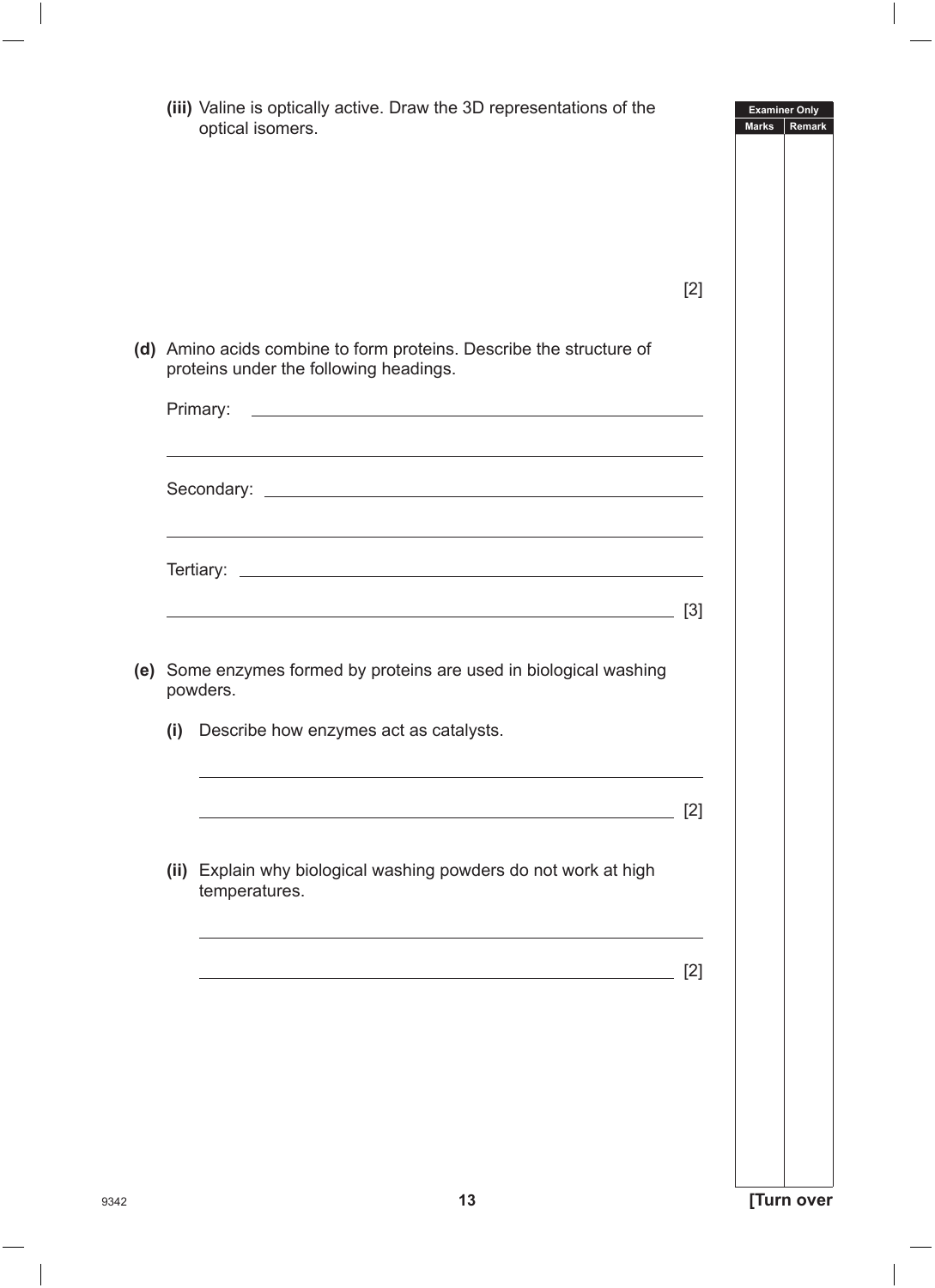**(iii)** Valine is optically active. Draw the 3D representations of the optical isomers.

[2]

**(d)** Amino acids combine to form proteins. Describe the structure of proteins under the following headings.

Primary: ______________________________________________

______________________________________________

Secondary: ______________________________________________

______________________________________________

Tertiary: ______________________________________________

______________________________________________ [3]

**(e)** Some enzymes formed by proteins are used in biological washing powders.

**(i)** Describe how enzymes act as catalysts.

______________________________________________

______________________________________________ [2]

**(ii)** Explain why biological washing powders do not work at high temperatures.

______________________________________________

______________________________________________ [2]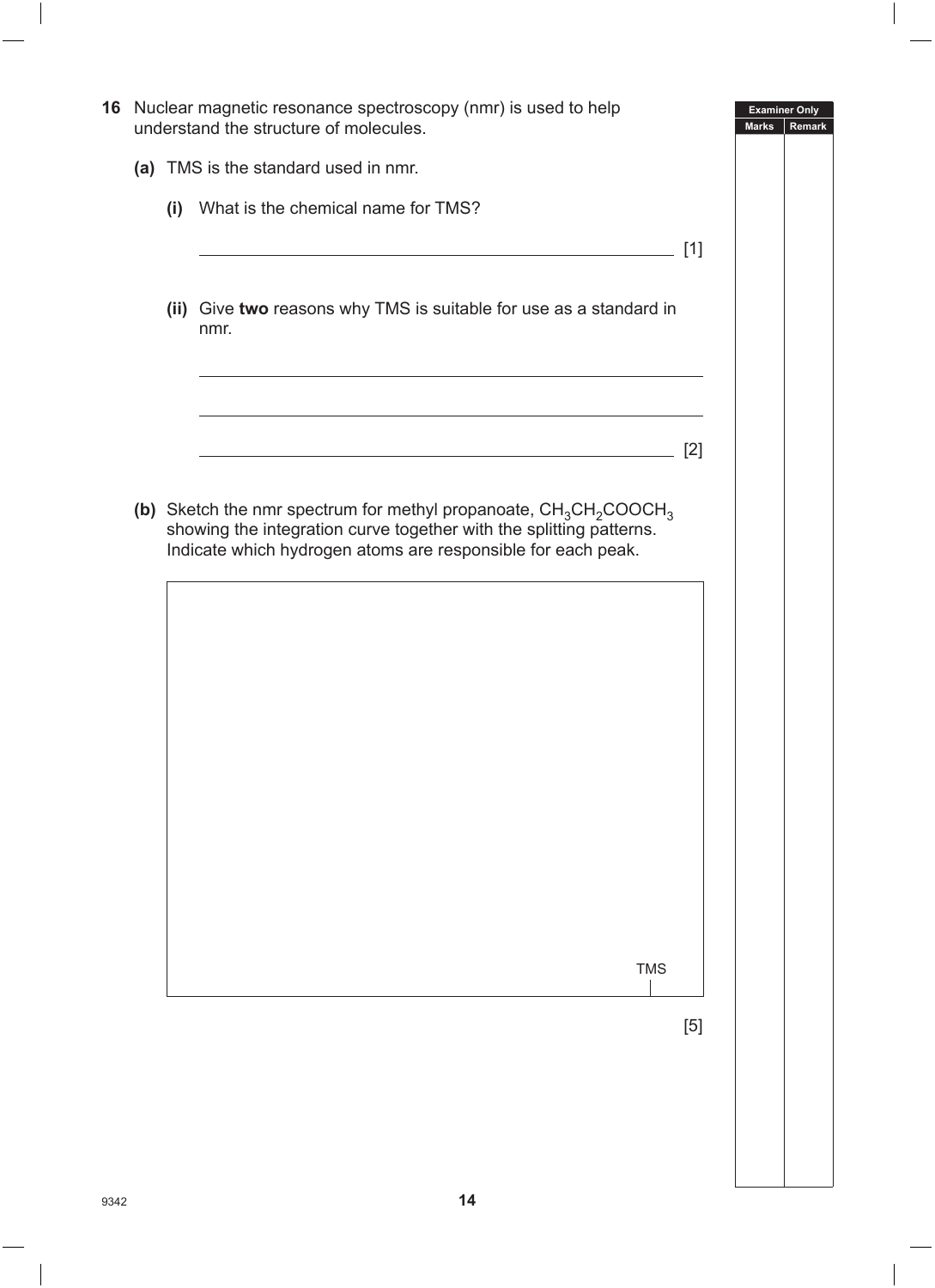**16** Nuclear magnetic resonance spectroscopy (nmr) is used to help understand the structure of molecules.

**(a)** TMS is the standard used in nmr.

**(i)** What is the chemical name for TMS?

_______________________________________________ [1]

**(ii)** Give **two** reasons why TMS is suitable for use as a standard in nmr.

_______________________________________________

_______________________________________________

_______________________________________________ [2]

**(b)** Sketch the nmr spectrum for methyl propanoate, $CH_3CH_2COOCH_3$ showing the integration curve together with the splitting patterns. Indicate which hydrogen atoms are responsible for each peak.

TMS

[5]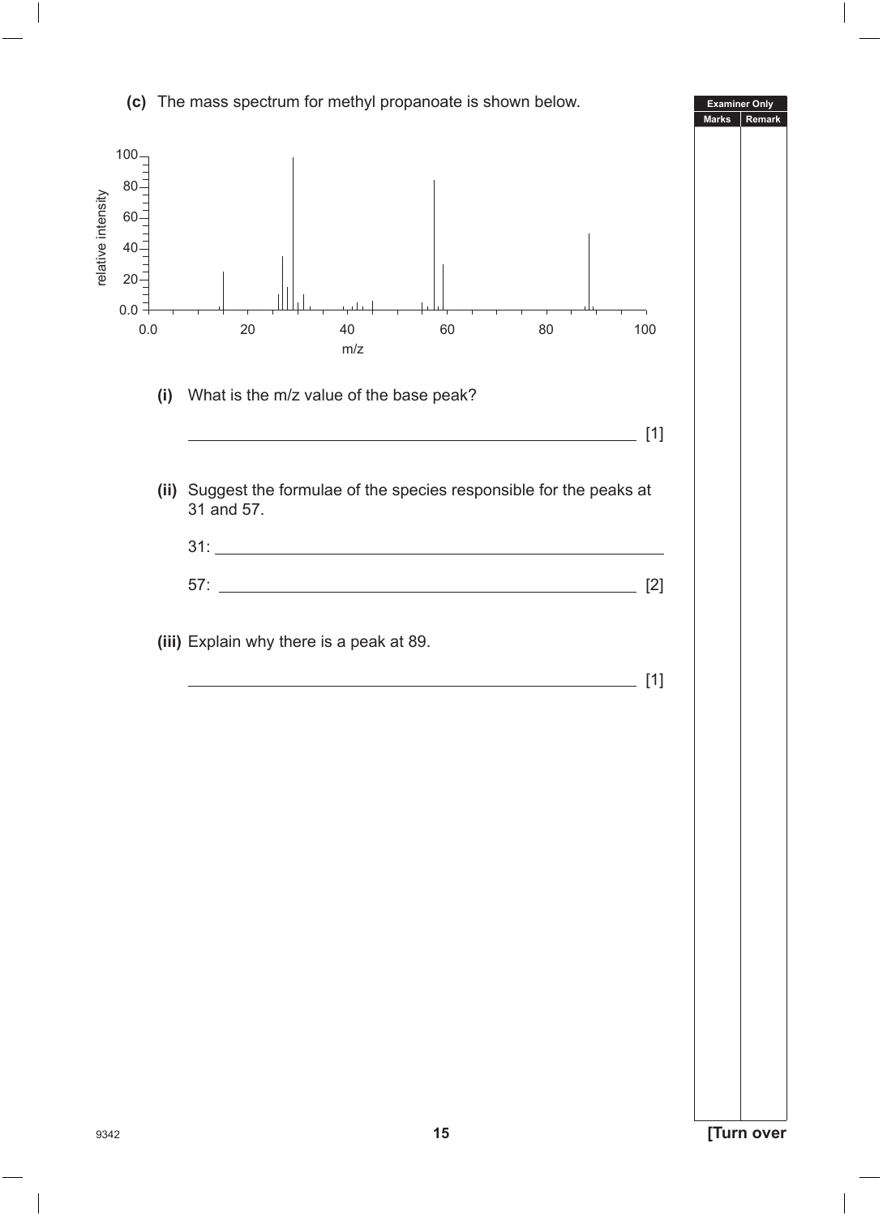**(c)** The mass spectrum for methyl propanoate is shown below.

**(i)** What is the m/z value of the base peak?

_______________________________________________ [1]

**(ii)** Suggest the formulae of the species responsible for the peaks at 31 and 57.

31: _______________________________________________

57: _______________________________________________ [2]

**(iii)** Explain why there is a peak at 89.

_______________________________________________ [1]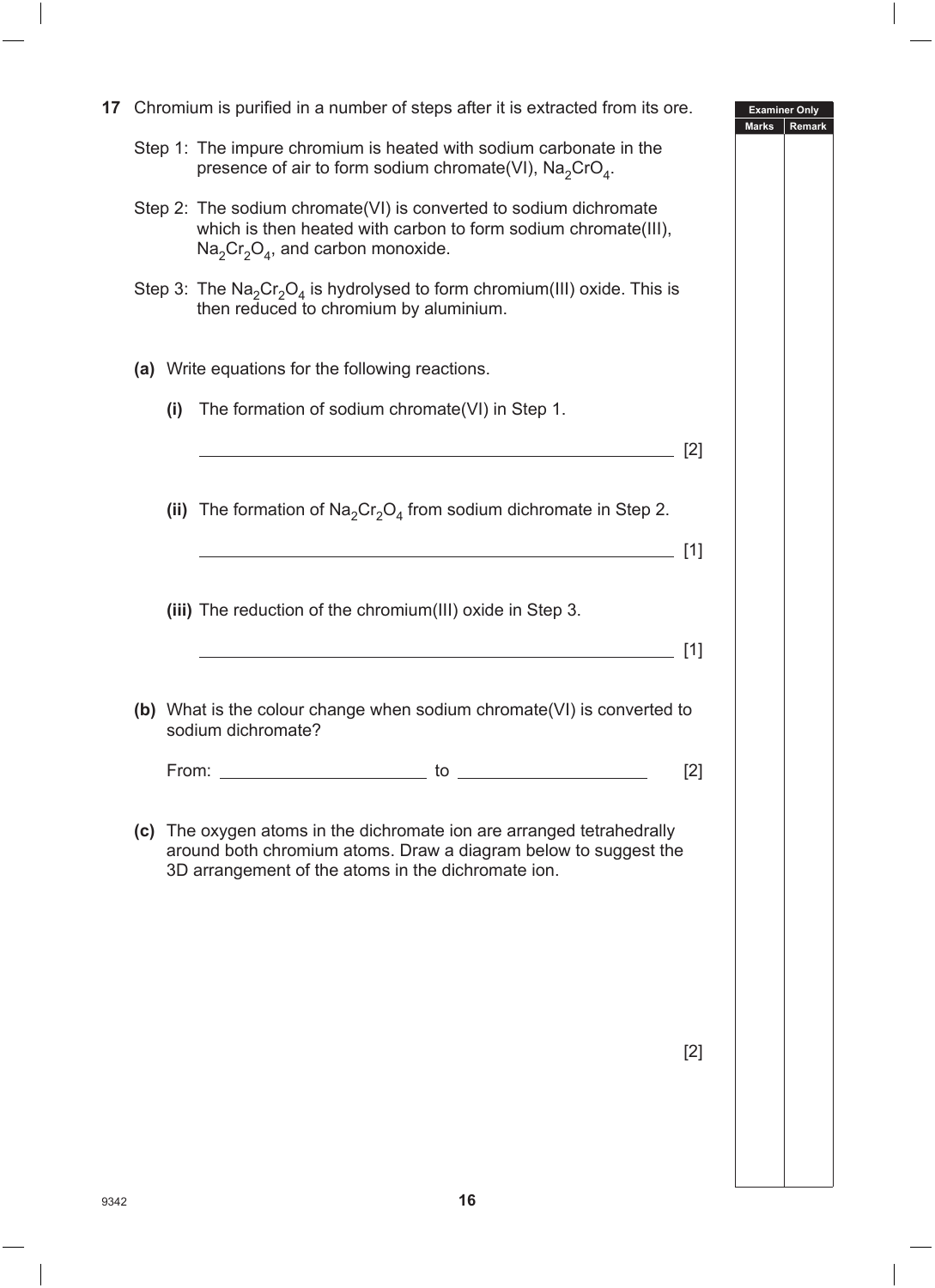**17** Chromium is purified in a number of steps after it is extracted from its ore.

Step 1: The impure chromium is heated with sodium carbonate in the presence of air to form sodium chromate(VI), $Na_2CrO_4$.

Step 2: The sodium chromate(VI) is converted to sodium dichromate which is then heated with carbon to form sodium chromate(III), $Na_2Cr_2O_4$, and carbon monoxide.

Step 3: The $Na_2Cr_2O_4$ is hydrolysed to form chromium(III) oxide. This is then reduced to chromium by aluminium.

**(a)** Write equations for the following reactions.

**(i)** The formation of sodium chromate(VI) in Step 1.

_______________________________________________ [2]

**(ii)** The formation of $Na_2Cr_2O_4$ from sodium dichromate in Step 2.

_______________________________________________ [1]

**(iii)** The reduction of the chromium(III) oxide in Step 3.

_______________________________________________ [1]

**(b)** What is the colour change when sodium chromate(VI) is converted to sodium dichromate?

From: ____________________ to ____________________ [2]

**(c)** The oxygen atoms in the dichromate ion are arranged tetrahedrally around both chromium atoms. Draw a diagram below to suggest the 3D arrangement of the atoms in the dichromate ion.

[2]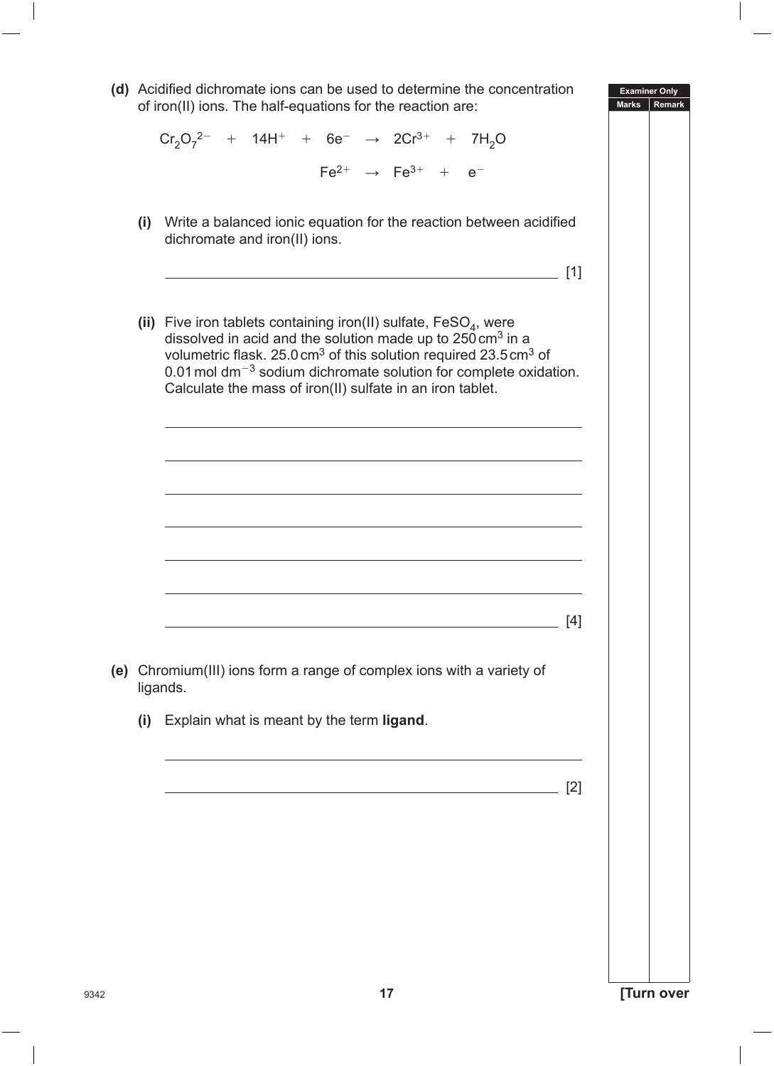**(d)** Acidified dichromate ions can be used to determine the concentration of iron(II) ions. The half-equations for the reaction are:

$$Cr_2O_7^{2-} + 14H^+ + 6e^- \rightarrow 2Cr^{3+} + 7H_2O$$

$$Fe^{2+} \rightarrow Fe^{3+} + e^-$$

**(i)** Write a balanced ionic equation for the reaction between acidified dichromate and iron(II) ions.

______________________________________________________________ [1]

**(ii)** Five iron tablets containing iron(II) sulfate, $FeSO_4$, were dissolved in acid and the solution made up to 250 cm$^3$ in a volumetric flask. 25.0 cm$^3$ of this solution required 23.5 cm$^3$ of 0.01 mol dm$^{-3}$ sodium dichromate solution for complete oxidation. Calculate the mass of iron(II) sulfate in an iron tablet.

______________________________________________________________

______________________________________________________________

______________________________________________________________

______________________________________________________________

______________________________________________________________

______________________________________________________________

______________________________________________________________ [4]

**(e)** Chromium(III) ions form a range of complex ions with a variety of ligands.

**(i)** Explain what is meant by the term **ligand**.

______________________________________________________________

______________________________________________________________ [2]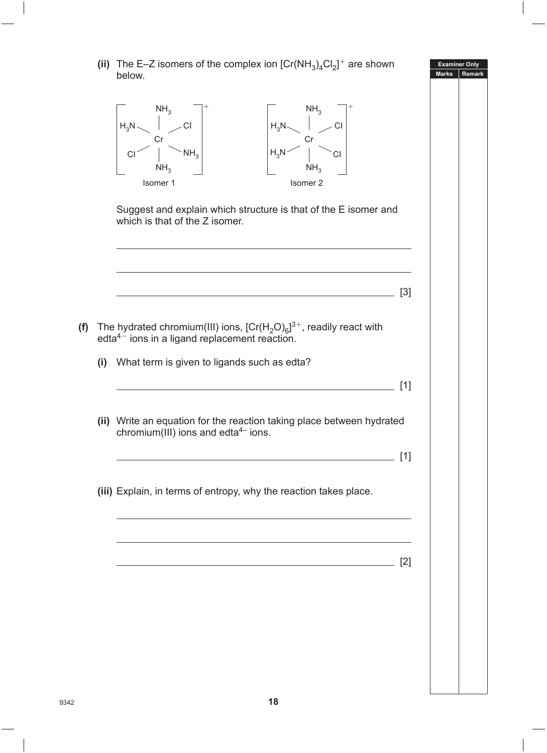**(ii)** The E–Z isomers of the complex ion $[Cr(NH_3)_4Cl_2]^+$ are shown below.

Isomer 1: $[Cr(NH_3)_4Cl_2]^+$ with $NH_3$ (top), $H_3N$ (upper left), $Cl$ (upper right), $Cl$ (lower left), $NH_3$ (lower right), $NH_3$ (bottom)

Isomer 2: $[Cr(NH_3)_4Cl_2]^+$ with $NH_3$ (top), $H_3N$ (upper left), $Cl$ (upper right), $H_3N$ (lower left), $Cl$ (lower right), $NH_3$ (bottom)

Suggest and explain which structure is that of the E isomer and which is that of the Z isomer.

_______________________________________________

_______________________________________________

_______________________________________________ [3]

**(f)** The hydrated chromium(III) ions, $[Cr(H_2O)_6]^{3+}$, readily react with $edta^{4-}$ ions in a ligand replacement reaction.

**(i)** What term is given to ligands such as edta?

_______________________________________________ [1]

**(ii)** Write an equation for the reaction taking place between hydrated chromium(III) ions and $edta^{4-}$ ions.

_______________________________________________ [1]

**(iii)** Explain, in terms of entropy, why the reaction takes place.

_______________________________________________

_______________________________________________

_______________________________________________ [2]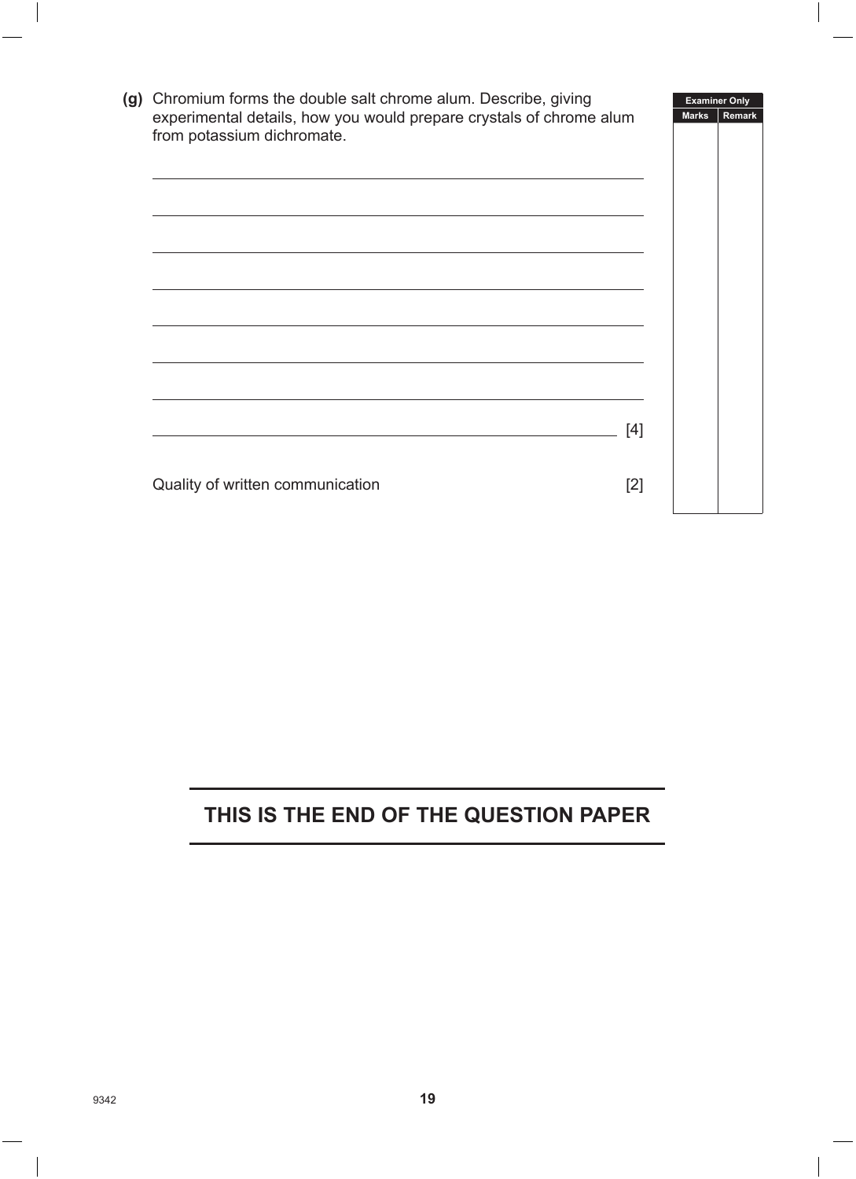**(g)** Chromium forms the double salt chrome alum. Describe, giving experimental details, how you would prepare crystals of chrome alum from potassium dichromate.

______________________________________________________________________

______________________________________________________________________

______________________________________________________________________

______________________________________________________________________

______________________________________________________________________

______________________________________________________________________

______________________________________________________________________

______________________________________________________________________ [4]

Quality of written communication [2]

**THIS IS THE END OF THE QUESTION PAPER**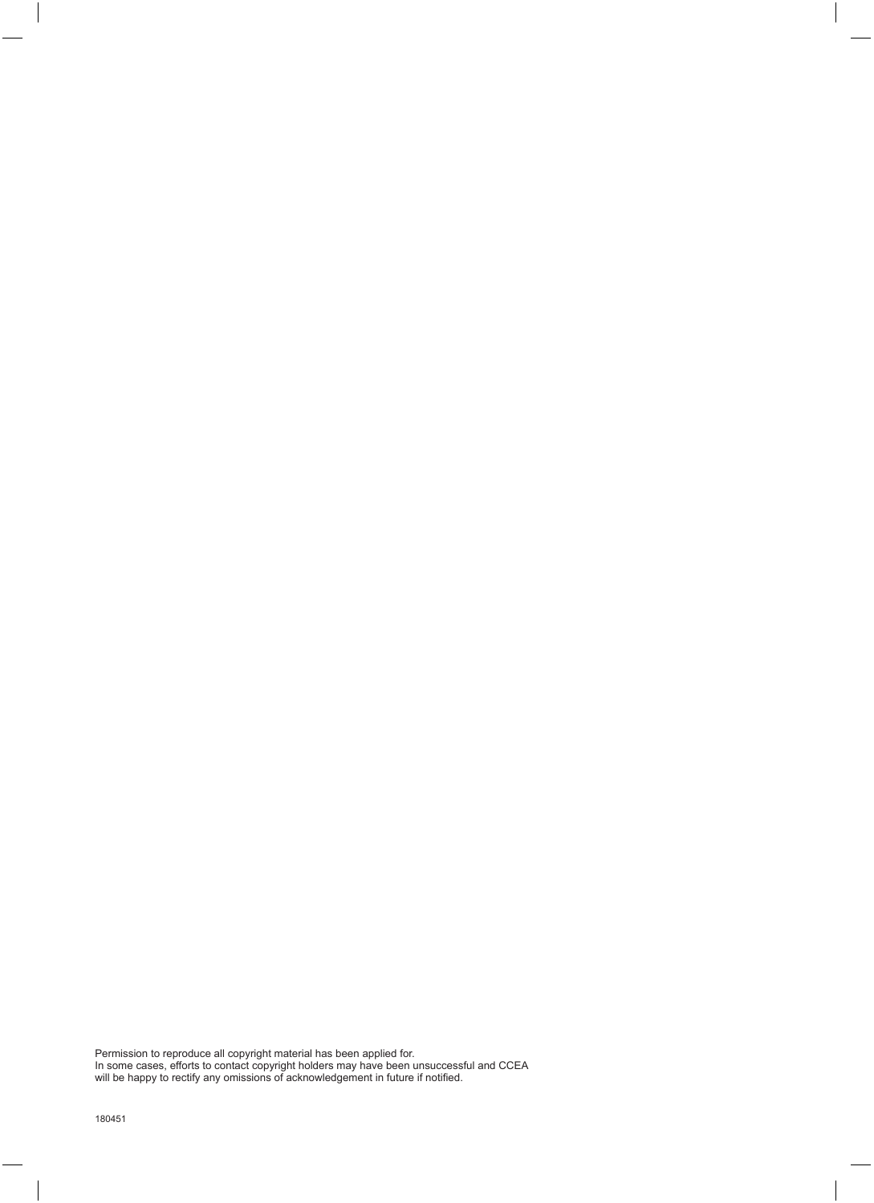Permission to reproduce all copyright material has been applied for.
In some cases, efforts to contact copyright holders may have been unsuccessful and CCEA will be happy to rectify any omissions of acknowledgement in future if notified.

180451